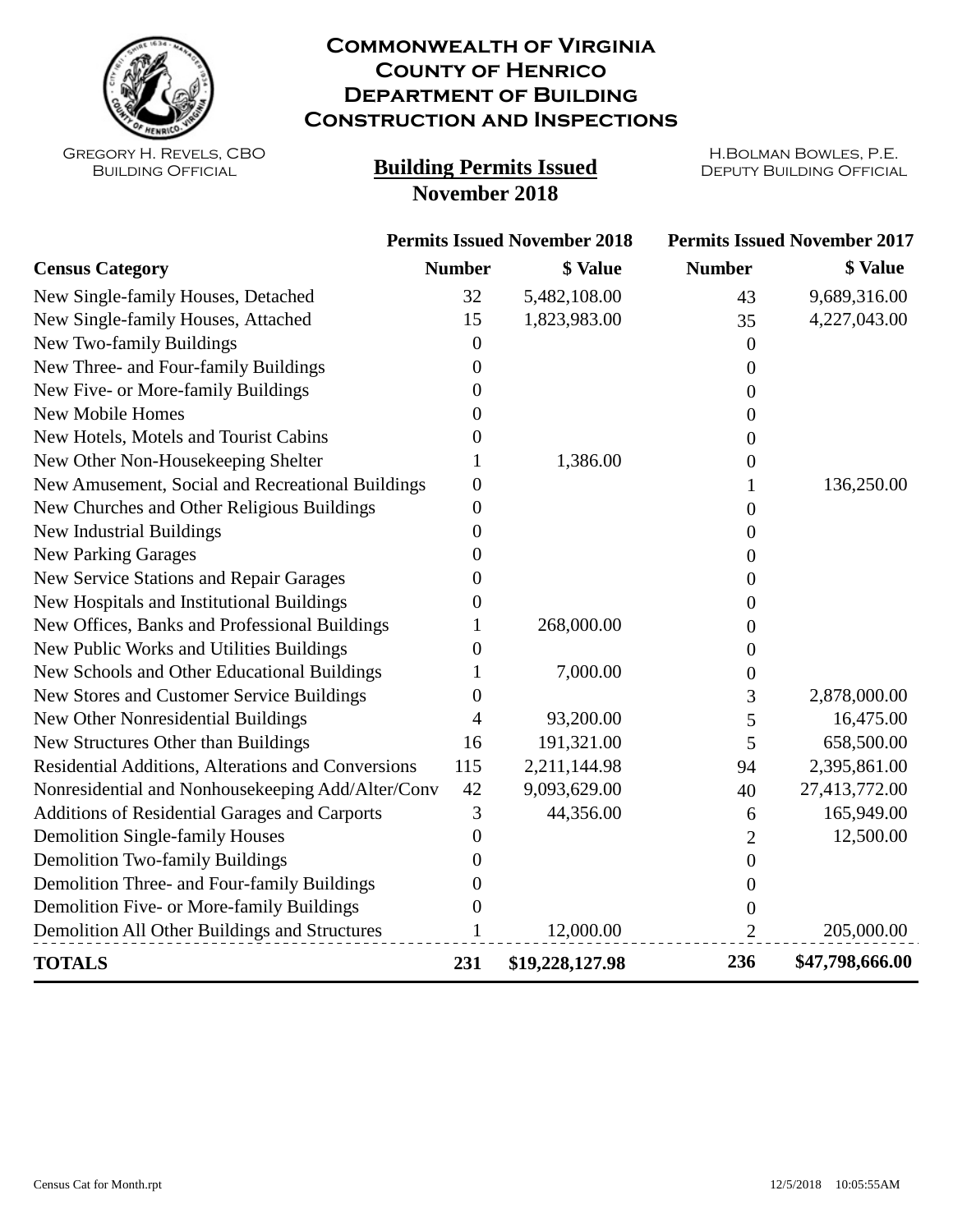# Commonwealth of Virginia
# County of Henrico
# Department of Building Construction and Inspections

Gregory H. Revels, CBO
Building Official

H.Bolman Bowles, P.E.
Deputy Building Official

## Building Permits Issued
## November 2018

| Census Category | Permits Issued November 2018 | | Permits Issued November 2017 | |
|---|---|---|---|---|
| | **Number** | **$ Value** | **Number** | **$ Value** |
| New Single-family Houses, Detached | 32 | 5,482,108.00 | 43 | 9,689,316.00 |
| New Single-family Houses, Attached | 15 | 1,823,983.00 | 35 | 4,227,043.00 |
| New Two-family Buildings | 0 | | 0 | |
| New Three- and Four-family Buildings | 0 | | 0 | |
| New Five- or More-family Buildings | 0 | | 0 | |
| New Mobile Homes | 0 | | 0 | |
| New Hotels, Motels and Tourist Cabins | 0 | | 0 | |
| New Other Non-Housekeeping Shelter | 1 | 1,386.00 | 0 | |
| New Amusement, Social and Recreational Buildings | 0 | | 1 | 136,250.00 |
| New Churches and Other Religious Buildings | 0 | | 0 | |
| New Industrial Buildings | 0 | | 0 | |
| New Parking Garages | 0 | | 0 | |
| New Service Stations and Repair Garages | 0 | | 0 | |
| New Hospitals and Institutional Buildings | 0 | | 0 | |
| New Offices, Banks and Professional Buildings | 1 | 268,000.00 | 0 | |
| New Public Works and Utilities Buildings | 0 | | 0 | |
| New Schools and Other Educational Buildings | 1 | 7,000.00 | 0 | |
| New Stores and Customer Service Buildings | 0 | | 3 | 2,878,000.00 |
| New Other Nonresidential Buildings | 4 | 93,200.00 | 5 | 16,475.00 |
| New Structures Other than Buildings | 16 | 191,321.00 | 5 | 658,500.00 |
| Residential Additions, Alterations and Conversions | 115 | 2,211,144.98 | 94 | 2,395,861.00 |
| Nonresidential and Nonhousekeeping Add/Alter/Conv | 42 | 9,093,629.00 | 40 | 27,413,772.00 |
| Additions of Residential Garages and Carports | 3 | 44,356.00 | 6 | 165,949.00 |
| Demolition Single-family Houses | 0 | | 2 | 12,500.00 |
| Demolition Two-family Buildings | 0 | | 0 | |
| Demolition Three- and Four-family Buildings | 0 | | 0 | |
| Demolition Five- or More-family Buildings | 0 | | 0 | |
| Demolition All Other Buildings and Structures | 1 | 12,000.00 | 2 | 205,000.00 |
| **TOTALS** | **231** | **$19,228,127.98** | **236** | **$47,798,666.00** |

Census Cat for Month.rpt 12/5/2018 10:05:55AM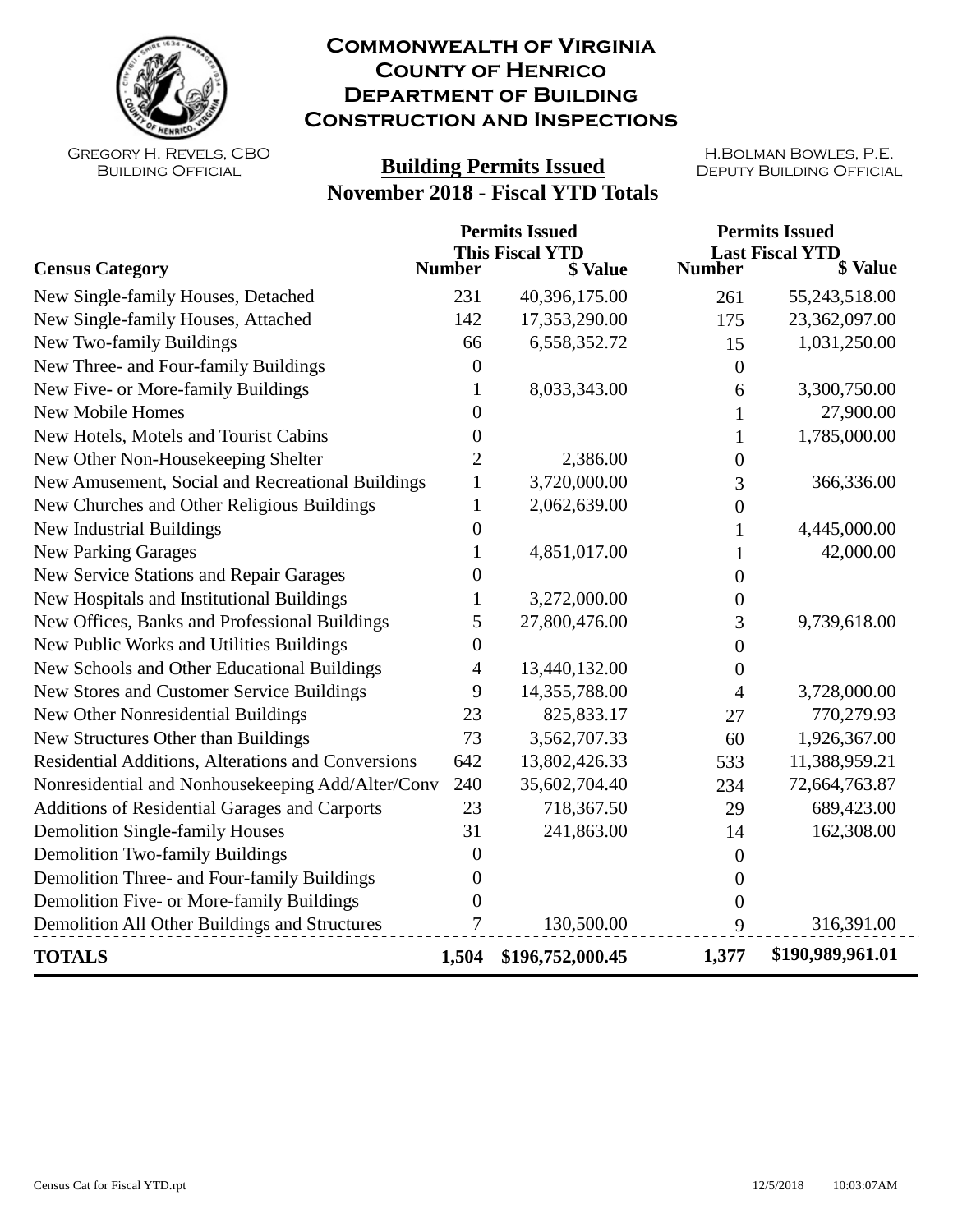**Commonwealth of Virginia**
**County of Henrico**
**Department of Building**
**Construction and Inspections**

Gregory H. Revels, CBO
Building Official

H.Bolman Bowles, P.E.
Deputy Building Official

## Building Permits Issued

## November 2018 - Fiscal YTD Totals

| Census Category | Permits Issued This Fiscal YTD | | Permits Issued Last Fiscal YTD | |
|---|---|---|---|---|
| | Number | $ Value | Number | $ Value |
| New Single-family Houses, Detached | 231 | 40,396,175.00 | 261 | 55,243,518.00 |
| New Single-family Houses, Attached | 142 | 17,353,290.00 | 175 | 23,362,097.00 |
| New Two-family Buildings | 66 | 6,558,352.72 | 15 | 1,031,250.00 |
| New Three- and Four-family Buildings | 0 | | 0 | |
| New Five- or More-family Buildings | 1 | 8,033,343.00 | 6 | 3,300,750.00 |
| New Mobile Homes | 0 | | 1 | 27,900.00 |
| New Hotels, Motels and Tourist Cabins | 0 | | 1 | 1,785,000.00 |
| New Other Non-Housekeeping Shelter | 2 | 2,386.00 | 0 | |
| New Amusement, Social and Recreational Buildings | 1 | 3,720,000.00 | 3 | 366,336.00 |
| New Churches and Other Religious Buildings | 1 | 2,062,639.00 | 0 | |
| New Industrial Buildings | 0 | | 1 | 4,445,000.00 |
| New Parking Garages | 1 | 4,851,017.00 | 1 | 42,000.00 |
| New Service Stations and Repair Garages | 0 | | 0 | |
| New Hospitals and Institutional Buildings | 1 | 3,272,000.00 | 0 | |
| New Offices, Banks and Professional Buildings | 5 | 27,800,476.00 | 3 | 9,739,618.00 |
| New Public Works and Utilities Buildings | 0 | | 0 | |
| New Schools and Other Educational Buildings | 4 | 13,440,132.00 | 0 | |
| New Stores and Customer Service Buildings | 9 | 14,355,788.00 | 4 | 3,728,000.00 |
| New Other Nonresidential Buildings | 23 | 825,833.17 | 27 | 770,279.93 |
| New Structures Other than Buildings | 73 | 3,562,707.33 | 60 | 1,926,367.00 |
| Residential Additions, Alterations and Conversions | 642 | 13,802,426.33 | 533 | 11,388,959.21 |
| Nonresidential and Nonhousekeeping Add/Alter/Conv | 240 | 35,602,704.40 | 234 | 72,664,763.87 |
| Additions of Residential Garages and Carports | 23 | 718,367.50 | 29 | 689,423.00 |
| Demolition Single-family Houses | 31 | 241,863.00 | 14 | 162,308.00 |
| Demolition Two-family Buildings | 0 | | 0 | |
| Demolition Three- and Four-family Buildings | 0 | | 0 | |
| Demolition Five- or More-family Buildings | 0 | | 0 | |
| Demolition All Other Buildings and Structures | 7 | 130,500.00 | 9 | 316,391.00 |
| **TOTALS** | **1,504** | **$196,752,000.45** | **1,377** | **$190,989,961.01** |

Census Cat for Fiscal YTD.rpt 12/5/2018 10:03:07AM